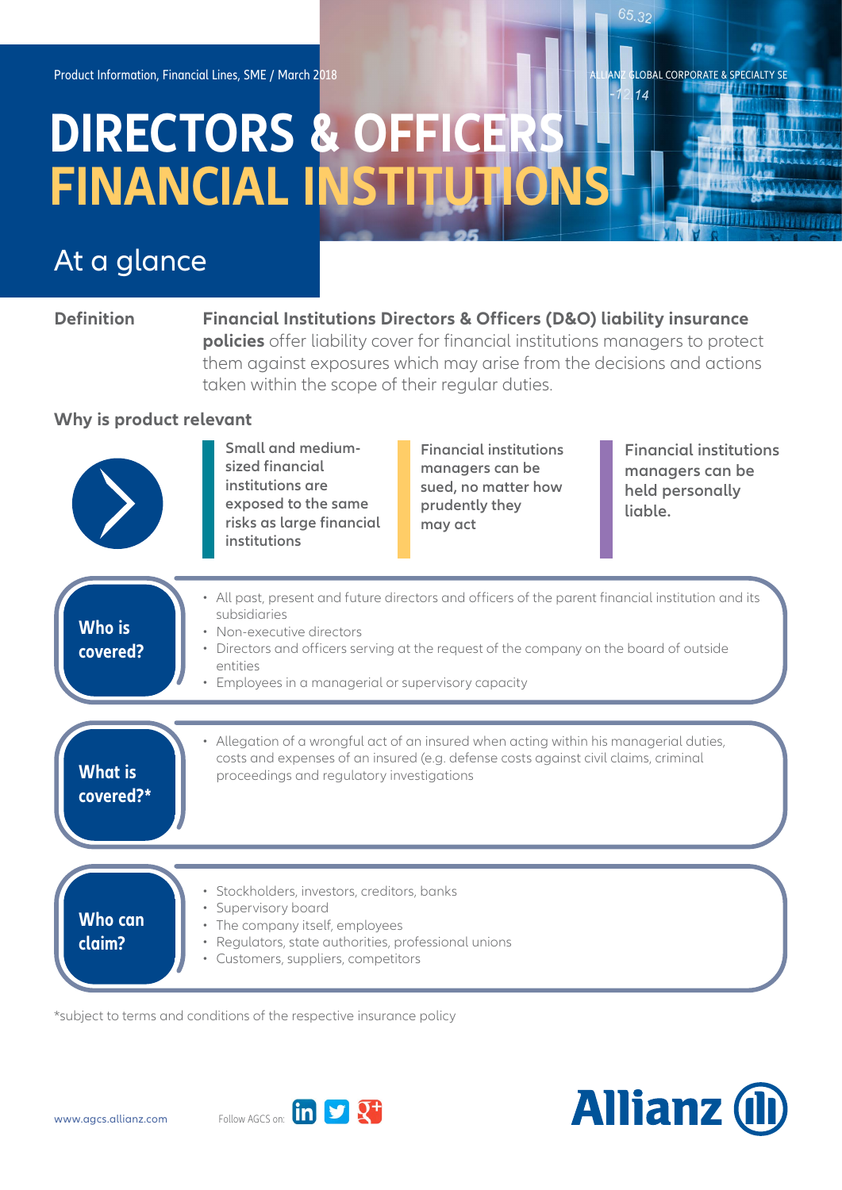Product Information, Financial Lines, SME / March 2018

ALLIANZ GLOBAL CORPORATE & SPECIALTY SE

# DIRECTORS & OFFICERS FINANCIAL INSTITUTIONS

## At a glance

**Definition**

**Financial Institutions Directors & Officers (D&O) liability insurance policies** offer liability cover for financial institutions managers to protect them against exposures which may arise from the decisions and actions taken within the scope of their regular duties.

**Why is product relevant**

- Small and medium-sized financial institutions are exposed to the same risks as large financial institutions
- Financial institutions managers can be sued, no matter how prudently they may act
- Financial institutions managers can be held personally liable.

**Who is covered?**

- All past, present and future directors and officers of the parent financial institution and its subsidiaries
- Non-executive directors
- Directors and officers serving at the request of the company on the board of outside entities
- Employees in a managerial or supervisory capacity

**What is covered?***

- Allegation of a wrongful act of an insured when acting within his managerial duties, costs and expenses of an insured (e.g. defense costs against civil claims, criminal proceedings and regulatory investigations

**Who can claim?**

- Stockholders, investors, creditors, banks
- Supervisory board
- The company itself, employees
- Regulators, state authorities, professional unions
- Customers, suppliers, competitors

*subject to terms and conditions of the respective insurance policy

www.agcs.allianz.com

Follow AGCS on:

Allianz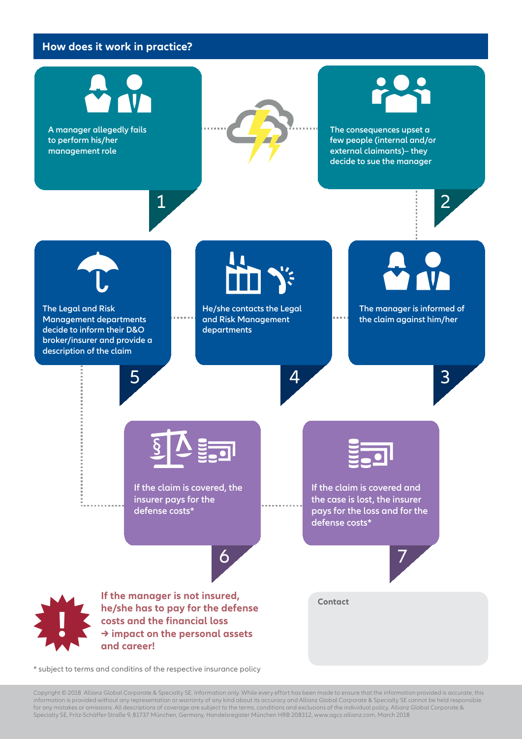## How does it work in practice?

**1** A manager allegedly fails to perform his/her management role

**2** The consequences upset a few people (internal and/or external claimants)– they decide to sue the manager

**3** The manager is informed of the claim against him/her

**4** He/she contacts the Legal and Risk Management departments

**5** The Legal and Risk Management departments decide to inform their D&O broker/insurer and provide a description of the claim

**6** If the claim is covered, the insurer pays for the defense costs*

**7** If the claim is covered and the case is lost, the insurer pays for the loss and for the defense costs*

**If the manager is not insured, he/she has to pay for the defense costs and the financial loss → impact on the personal assets and career!**

**Contact**

\* subject to terms and conditins of the respective insurance policy

Copyright © 2018 Allianz Global Corporate & Specialty SE. Information only. While every effort has been made to ensure that the information provided is accurate, this information is provided without any representation or warranty of any kind about its accuracy and Allianz Global Corporate & Specialty SE cannot be held responsible for any mistakes or omissions. All descriptions of coverage are subject to the terms, conditions and exclusions of the individual policy. Allianz Global Corporate & Specialty SE, Fritz-Schäffer-Straße 9, 81737 München, Germany, Handelsregister München HRB 208312, www.agcs.allianz.com, March 2018